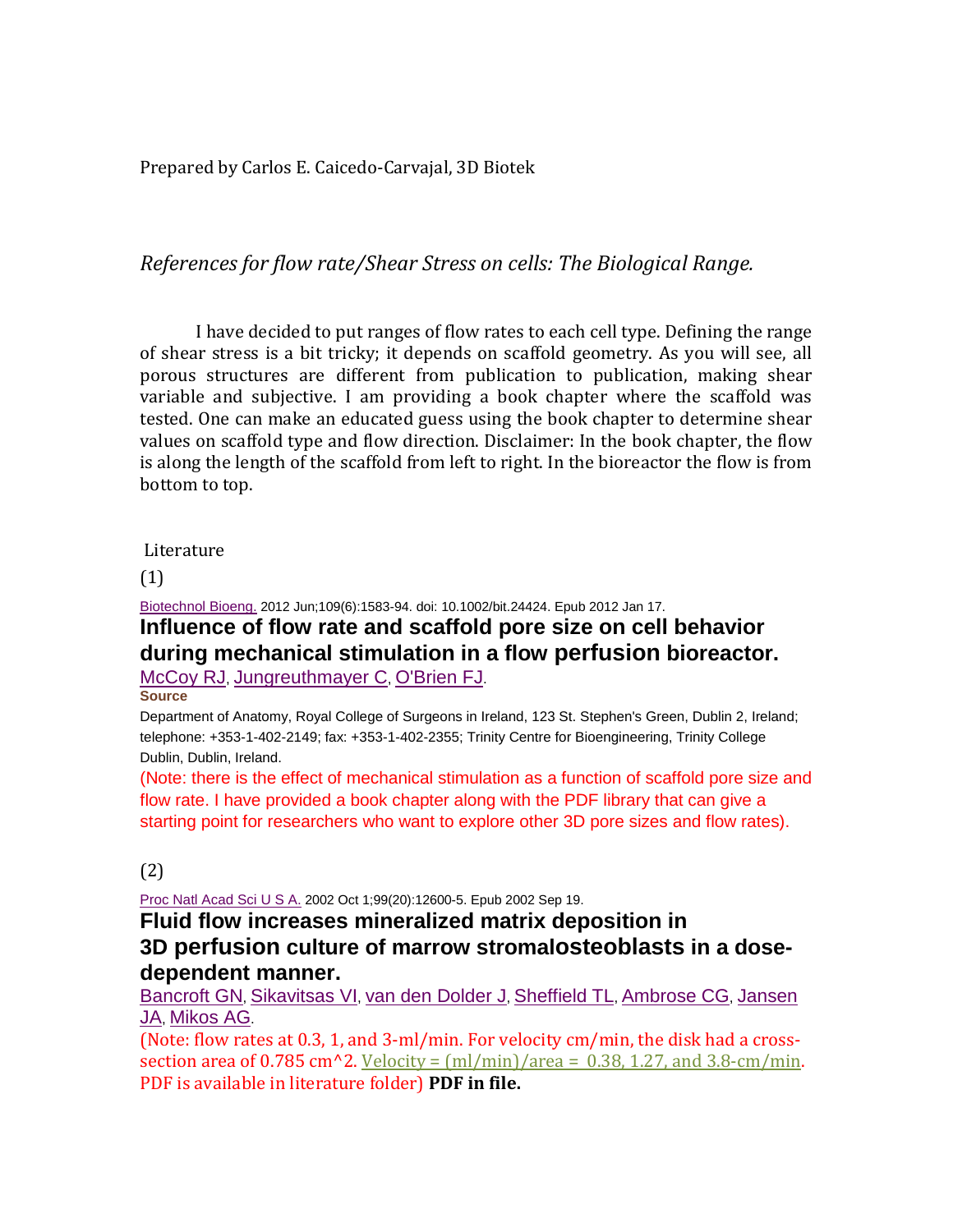Prepared by Carlos E. Caicedo-Carvajal, 3D Biotek

*References for flow rate/Shear Stress on cells: The Biological Range.*

I have decided to put ranges of flow rates to each cell type. Defining the range of shear stress is a bit tricky; it depends on scaffold geometry. As you will see, all porous structures are different from publication to publication, making shear variable and subjective. I am providing a book chapter where the scaffold was tested. One can make an educated guess using the book chapter to determine shear values on scaffold type and flow direction. Disclaimer: In the book chapter, the flow is along the length of the scaffold from left to right. In the bioreactor the flow is from bottom to top.

Literature

(1)

Biotechnol Bioeng. 2012 Jun;109(6):1583-94. doi: 10.1002/bit.24424. Epub 2012 Jan 17.

### Influence of flow rate and scaffold pore size on cell behavior during mechanical stimulation in a flow perfusion bioreactor.

McCoy RJ, Jungreuthmayer C, O'Brien FJ.

**Source**

Department of Anatomy, Royal College of Surgeons in Ireland, 123 St. Stephen's Green, Dublin 2, Ireland; telephone: +353-1-402-2149; fax: +353-1-402-2355; Trinity Centre for Bioengineering, Trinity College Dublin, Dublin, Ireland.

(Note: there is the effect of mechanical stimulation as a function of scaffold pore size and flow rate. I have provided a book chapter along with the PDF library that can give a starting point for researchers who want to explore other 3D pore sizes and flow rates).

(2)

Proc Natl Acad Sci U S A. 2002 Oct 1;99(20):12600-5. Epub 2002 Sep 19.

### Fluid flow increases mineralized matrix deposition in 3D perfusion culture of marrow stromalosteoblasts in a dose-dependent manner.

Bancroft GN, Sikavitsas VI, van den Dolder J, Sheffield TL, Ambrose CG, Jansen JA, Mikos AG.

(Note: flow rates at 0.3, 1, and 3-ml/min. For velocity cm/min, the disk had a cross-section area of 0.785 cm^2. Velocity = (ml/min)/area = 0.38, 1.27, and 3.8-cm/min. PDF is available in literature folder) **PDF in file.**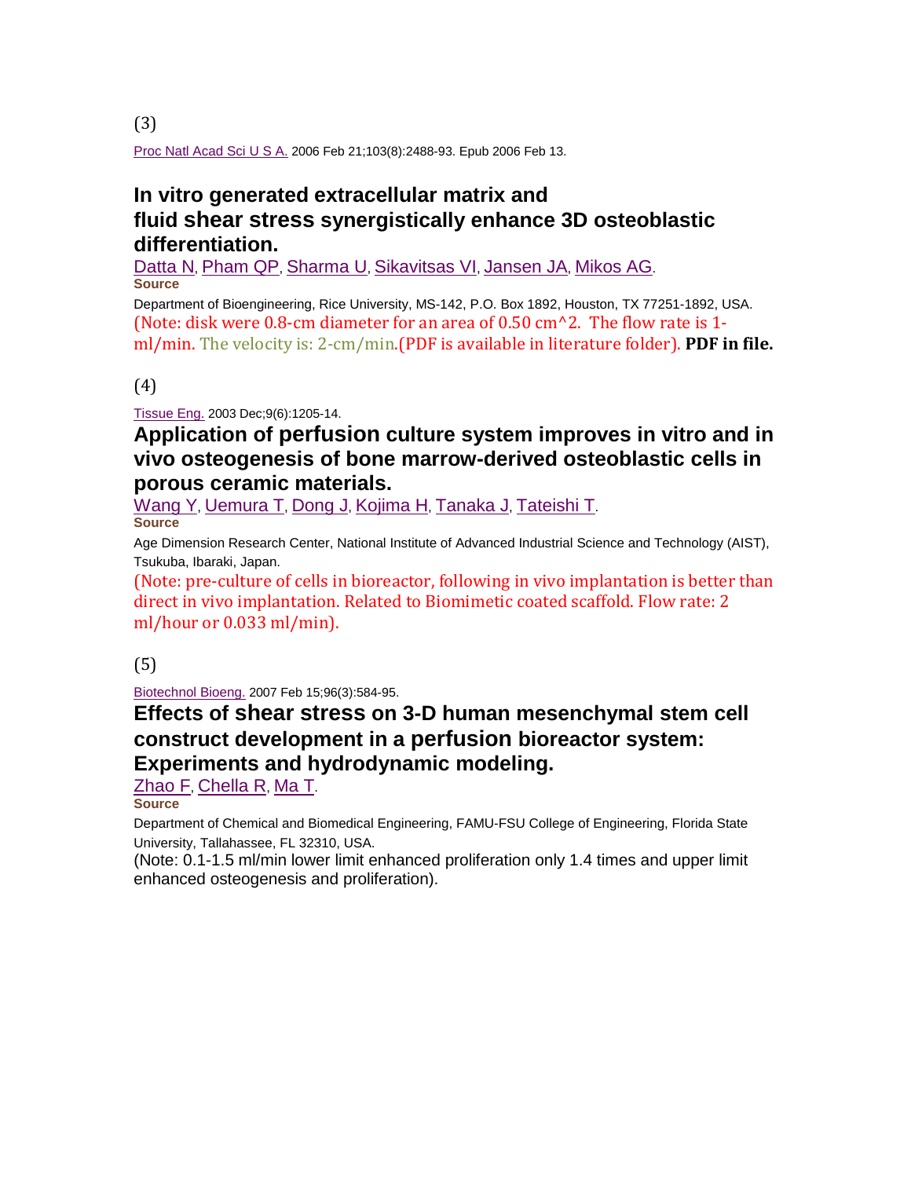(3)

Proc Natl Acad Sci U S A. 2006 Feb 21;103(8):2488-93. Epub 2006 Feb 13.

## In vitro generated extracellular matrix and fluid shear stress synergistically enhance 3D osteoblastic differentiation.

Datta N, Pham QP, Sharma U, Sikavitsas VI, Jansen JA, Mikos AG.

**Source**

Department of Bioengineering, Rice University, MS-142, P.O. Box 1892, Houston, TX 77251-1892, USA.

(Note: disk were 0.8-cm diameter for an area of 0.50 cm^2. The flow rate is 1-ml/min. The velocity is: 2-cm/min.(PDF is available in literature folder). **PDF in file.**

(4)

Tissue Eng. 2003 Dec;9(6):1205-14.

## Application of perfusion culture system improves in vitro and in vivo osteogenesis of bone marrow-derived osteoblastic cells in porous ceramic materials.

Wang Y, Uemura T, Dong J, Kojima H, Tanaka J, Tateishi T.

**Source**

Age Dimension Research Center, National Institute of Advanced Industrial Science and Technology (AIST), Tsukuba, Ibaraki, Japan.

(Note: pre-culture of cells in bioreactor, following in vivo implantation is better than direct in vivo implantation. Related to Biomimetic coated scaffold. Flow rate: 2 ml/hour or 0.033 ml/min).

(5)

Biotechnol Bioeng. 2007 Feb 15;96(3):584-95.

## Effects of shear stress on 3-D human mesenchymal stem cell construct development in a perfusion bioreactor system: Experiments and hydrodynamic modeling.

Zhao F, Chella R, Ma T.

**Source**

Department of Chemical and Biomedical Engineering, FAMU-FSU College of Engineering, Florida State University, Tallahassee, FL 32310, USA.

(Note: 0.1-1.5 ml/min lower limit enhanced proliferation only 1.4 times and upper limit enhanced osteogenesis and proliferation).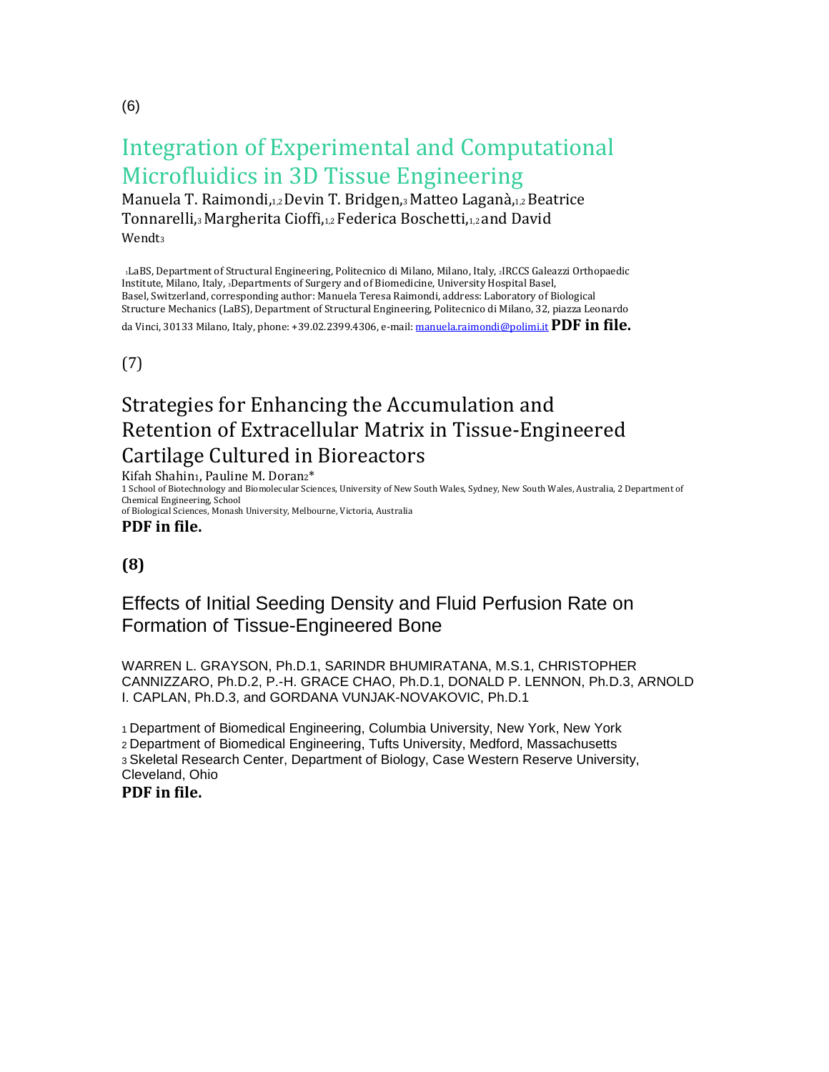(6)

## Integration of Experimental and Computational Microfluidics in 3D Tissue Engineering

Manuela T. Raimondi,[1,2] Devin T. Bridgen,[3] Matteo Laganà,[1,2] Beatrice Tonnarelli,[3] Margherita Cioffi,[1,2] Federica Boschetti,[1,2] and David Wendt[3]

[1]LaBS, Department of Structural Engineering, Politecnico di Milano, Milano, Italy, [2]IRCCS Galeazzi Orthopaedic Institute, Milano, Italy, [3]Departments of Surgery and of Biomedicine, University Hospital Basel, Basel, Switzerland, corresponding author: Manuela Teresa Raimondi, address: Laboratory of Biological Structure Mechanics (LaBS), Department of Structural Engineering, Politecnico di Milano, 32, piazza Leonardo da Vinci, 30133 Milano, Italy, phone: +39.02.2399.4306, e-mail: manuela.raimondi@polimi.it **PDF in file.**

(7)

## Strategies for Enhancing the Accumulation and Retention of Extracellular Matrix in Tissue-Engineered Cartilage Cultured in Bioreactors

Kifah Shahin[1], Pauline M. Doran[2]*

1 School of Biotechnology and Biomolecular Sciences, University of New South Wales, Sydney, New South Wales, Australia, 2 Department of Chemical Engineering, School of Biological Sciences, Monash University, Melbourne, Victoria, Australia

**PDF in file.**

**(8)**

## Effects of Initial Seeding Density and Fluid Perfusion Rate on Formation of Tissue-Engineered Bone

WARREN L. GRAYSON, Ph.D.1, SARINDR BHUMIRATANA, M.S.1, CHRISTOPHER CANNIZZARO, Ph.D.2, P.-H. GRACE CHAO, Ph.D.1, DONALD P. LENNON, Ph.D.3, ARNOLD I. CAPLAN, Ph.D.3, and GORDANA VUNJAK-NOVAKOVIC, Ph.D.1

1 Department of Biomedical Engineering, Columbia University, New York, New York
2 Department of Biomedical Engineering, Tufts University, Medford, Massachusetts
3 Skeletal Research Center, Department of Biology, Case Western Reserve University, Cleveland, Ohio

**PDF in file.**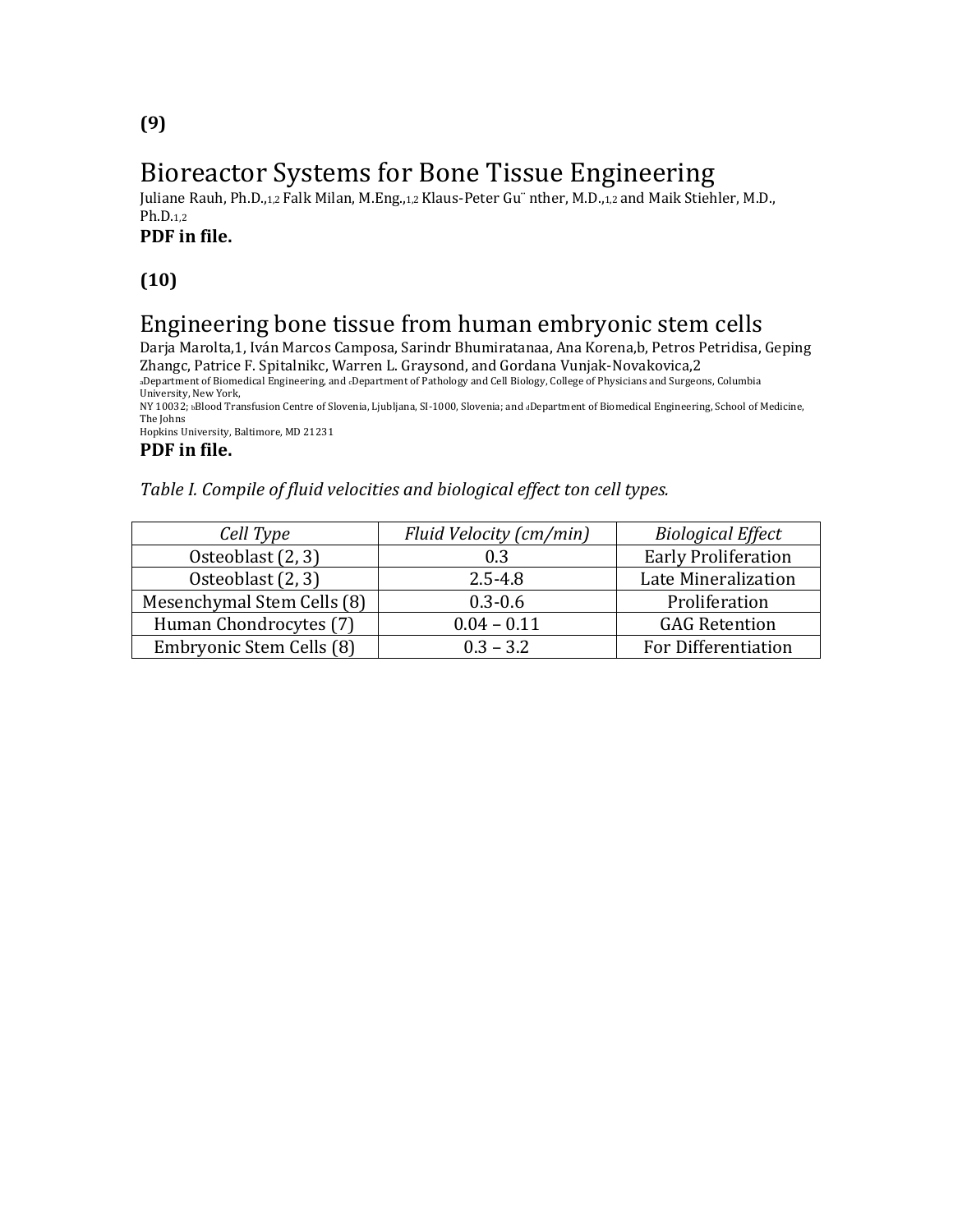**(9)**

# Bioreactor Systems for Bone Tissue Engineering

Juliane Rauh, Ph.D.,[1,2] Falk Milan, M.Eng.,[1,2] Klaus-Peter Gu¨ nther, M.D.,[1,2] and Maik Stiehler, M.D., Ph.D.[1,2]

**PDF in file.**

**(10)**

# Engineering bone tissue from human embryonic stem cells

Darja Marolta,1, Iván Marcos Camposa, Sarindr Bhumiratanaa, Ana Korena,b, Petros Petridisa, Geping Zhangc, Patrice F. Spitalnikc, Warren L. Graysond, and Gordana Vunjak-Novakovica,2

[a]Department of Biomedical Engineering, and [c]Department of Pathology and Cell Biology, College of Physicians and Surgeons, Columbia University, New York, NY 10032; [b]Blood Transfusion Centre of Slovenia, Ljubljana, SI-1000, Slovenia; and [d]Department of Biomedical Engineering, School of Medicine, The Johns Hopkins University, Baltimore, MD 21231

**PDF in file.**

*Table I. Compile of fluid velocities and biological effect ton cell types.*

| *Cell Type* | *Fluid Velocity (cm/min)* | *Biological Effect* |
|---|---|---|
| Osteoblast (2, 3) | 0.3 | Early Proliferation |
| Osteoblast (2, 3) | 2.5-4.8 | Late Mineralization |
| Mesenchymal Stem Cells (8) | 0.3-0.6 | Proliferation |
| Human Chondrocytes (7) | 0.04 – 0.11 | GAG Retention |
| Embryonic Stem Cells (8) | 0.3 – 3.2 | For Differentiation |